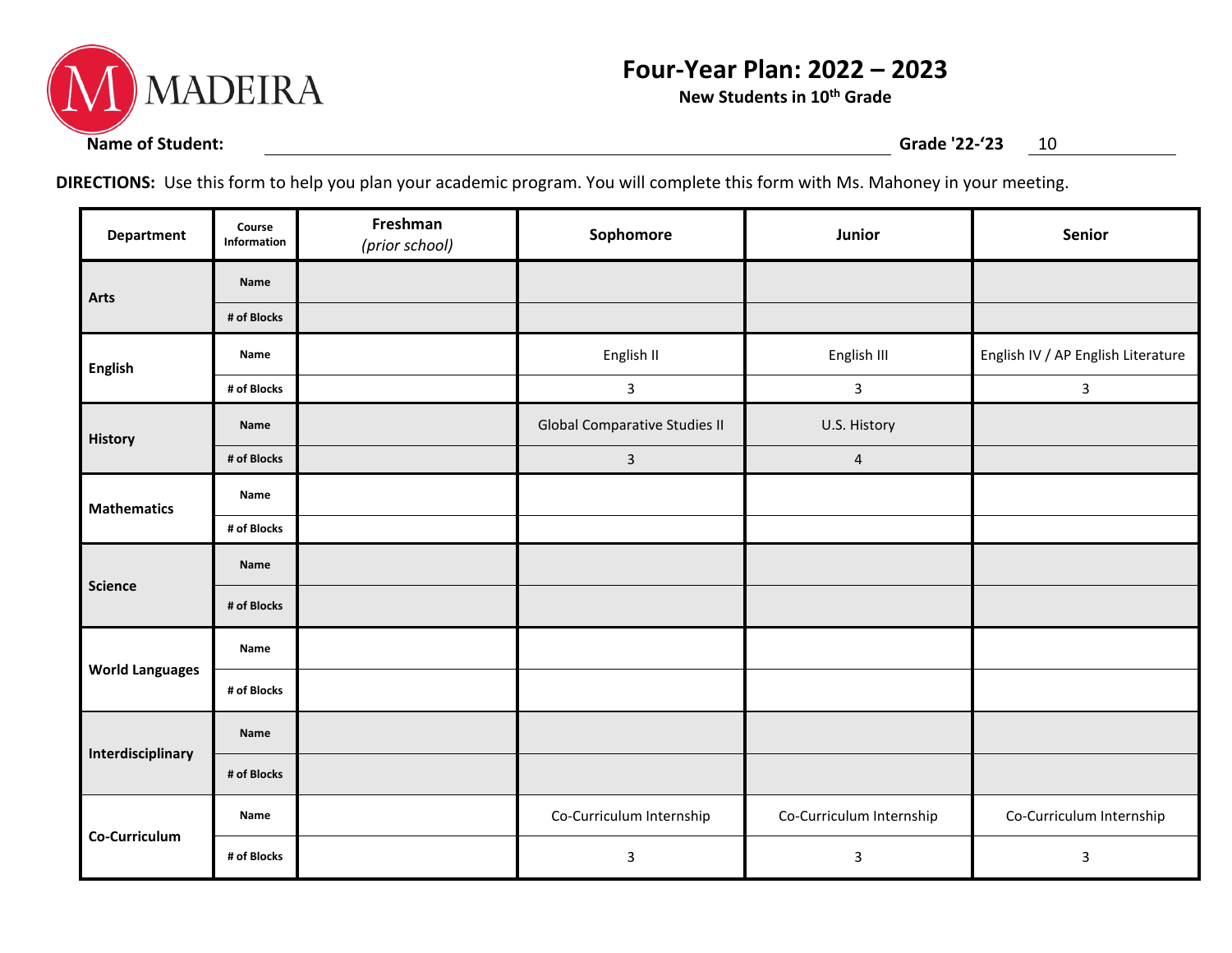MADEIRA

# Four-Year Plan: 2022 – 2023

**New Students in 10th Grade**

**Name of Student:** ______________________________ **Grade '22-'23** 10

**DIRECTIONS:** Use this form to help you plan your academic program. You will complete this form with Ms. Mahoney in your meeting.

| Department | Course Information | Freshman *(prior school)* | Sophomore | Junior | Senior |
|---|---|---|---|---|---|
| Arts | Name | | | | |
| | # of Blocks | | | | |
| English | Name | | English II | English III | English IV / AP English Literature |
| | # of Blocks | | 3 | 3 | 3 |
| History | Name | | Global Comparative Studies II | U.S. History | |
| | # of Blocks | | 3 | 4 | |
| Mathematics | Name | | | | |
| | # of Blocks | | | | |
| Science | Name | | | | |
| | # of Blocks | | | | |
| World Languages | Name | | | | |
| | # of Blocks | | | | |
| Interdisciplinary | Name | | | | |
| | # of Blocks | | | | |
| Co-Curriculum | Name | | Co-Curriculum Internship | Co-Curriculum Internship | Co-Curriculum Internship |
| | # of Blocks | | 3 | 3 | 3 |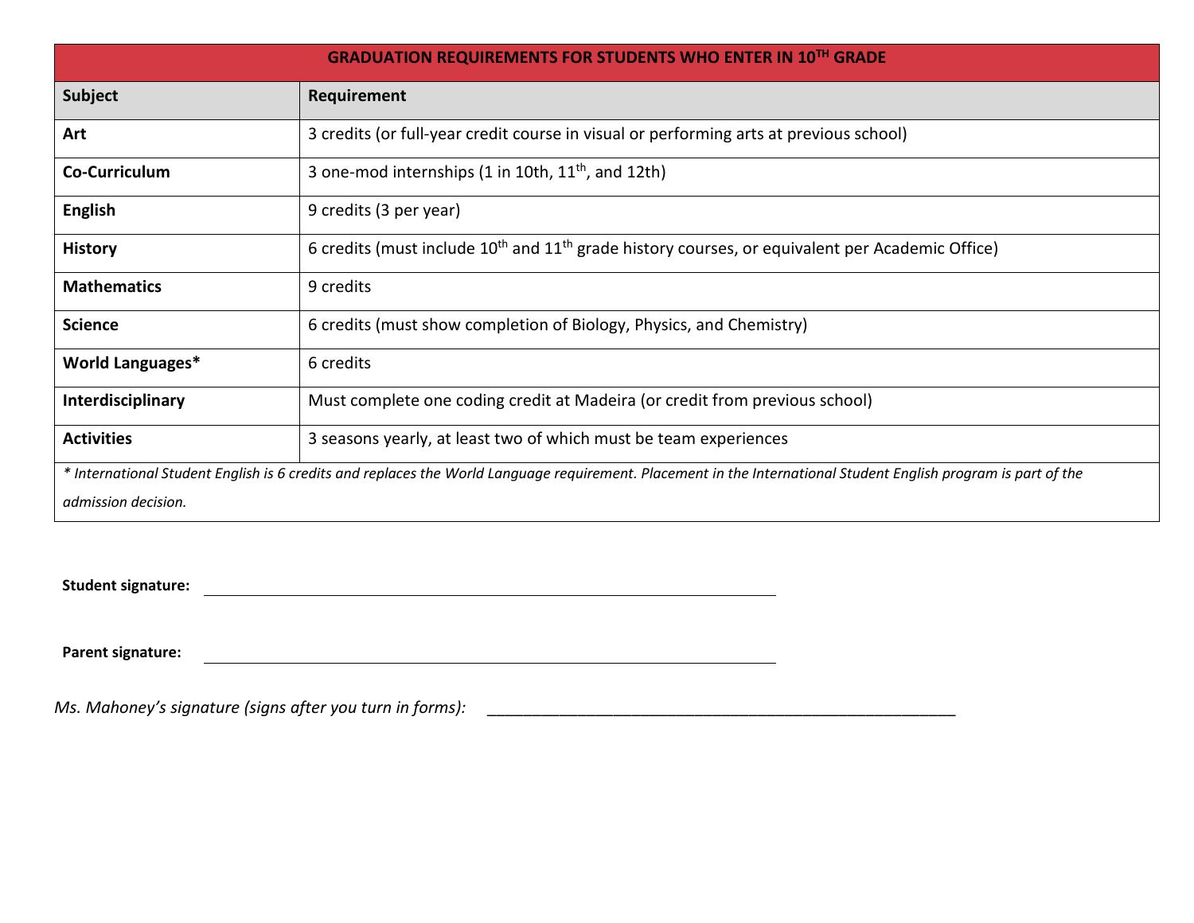| GRADUATION REQUIREMENTS FOR STUDENTS WHO ENTER IN 10TH GRADE | |
|---|---|
| **Subject** | **Requirement** |
| **Art** | 3 credits (or full-year credit course in visual or performing arts at previous school) |
| **Co-Curriculum** | 3 one-mod internships (1 in 10th, 11th, and 12th) |
| **English** | 9 credits (3 per year) |
| **History** | 6 credits (must include 10th and 11th grade history courses, or equivalent per Academic Office) |
| **Mathematics** | 9 credits |
| **Science** | 6 credits (must show completion of Biology, Physics, and Chemistry) |
| **World Languages*** | 6 credits |
| **Interdisciplinary** | Must complete one coding credit at Madeira (or credit from previous school) |
| **Activities** | 3 seasons yearly, at least two of which must be team experiences |

*\* International Student English is 6 credits and replaces the World Language requirement. Placement in the International Student English program is part of the admission decision.*

**Student signature:** ______________________________

**Parent signature:** ______________________________

*Ms. Mahoney's signature (signs after you turn in forms):* ______________________________